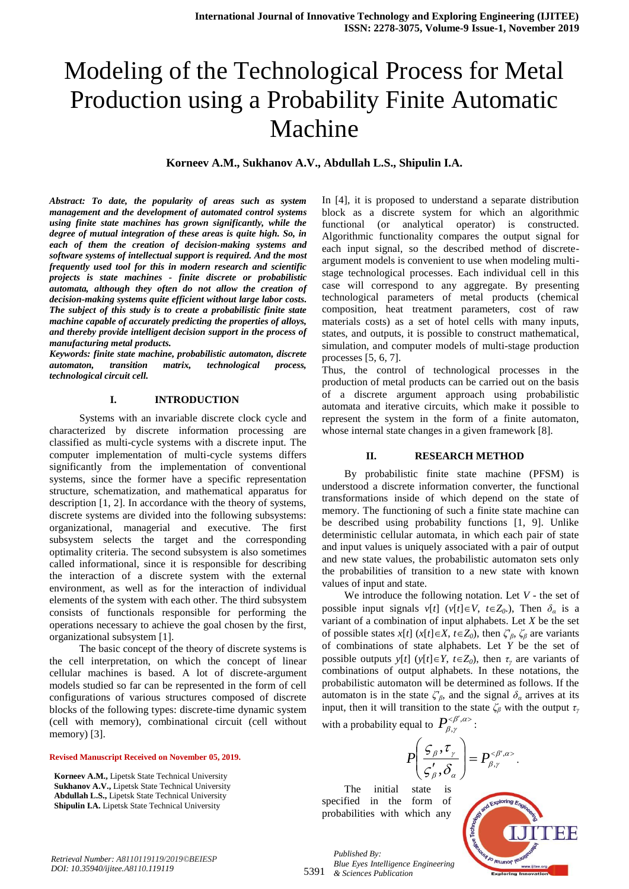# Modeling of the Technological Process for Metal Production using a Probability Finite Automatic Machine

**Korneev A.M., Sukhanov A.V., Abdullah L.S., Shipulin I.A.**

***Abstract: To date, the popularity of areas such as system management and the development of automated control systems using finite state machines has grown significantly, while the degree of mutual integration of these areas is quite high. So, in each of them the creation of decision-making systems and software systems of intellectual support is required. And the most frequently used tool for this in modern research and scientific projects is state machines - finite discrete or probabilistic automata, although they often do not allow the creation of decision-making systems quite efficient without large labor costs. The subject of this study is to create a probabilistic finite state machine capable of accurately predicting the properties of alloys, and thereby provide intelligent decision support in the process of manufacturing metal products.***

***Keywords: finite state machine, probabilistic automaton, discrete automaton, transition matrix, technological process, technological circuit cell.***

## I. INTRODUCTION

Systems with an invariable discrete clock cycle and characterized by discrete information processing are classified as multi-cycle systems with a discrete input. The computer implementation of multi-cycle systems differs significantly from the implementation of conventional systems, since the former have a specific representation structure, schematization, and mathematical apparatus for description [1, 2]. In accordance with the theory of systems, discrete systems are divided into the following subsystems: organizational, managerial and executive. The first subsystem selects the target and the corresponding optimality criteria. The second subsystem is also sometimes called informational, since it is responsible for describing the interaction of a discrete system with the external environment, as well as for the interaction of individual elements of the system with each other. The third subsystem consists of functionals responsible for performing the operations necessary to achieve the goal chosen by the first, organizational subsystem [1].

The basic concept of the theory of discrete systems is the cell interpretation, on which the concept of linear cellular machines is based. A lot of discrete-argument models studied so far can be represented in the form of cell configurations of various structures composed of discrete blocks of the following types: discrete-time dynamic system (cell with memory), combinational circuit (cell without memory) [3].

**Revised Manuscript Received on November 05, 2019.**

**Korneev A.M.,** Lipetsk State Technical University
**Sukhanov A.V.,** Lipetsk State Technical University
**Abdullah L.S.,** Lipetsk State Technical University
**Shipulin I.A.** Lipetsk State Technical University

In [4], it is proposed to understand a separate distribution block as a discrete system for which an algorithmic functional (or analytical operator) is constructed. Algorithmic functionality compares the output signal for each input signal, so the described method of discrete-argument models is convenient to use when modeling multi-stage technological processes. Each individual cell in this case will correspond to any aggregate. By presenting technological parameters of metal products (chemical composition, heat treatment parameters, cost of raw materials costs) as a set of hotel cells with many inputs, states, and outputs, it is possible to construct mathematical, simulation, and computer models of multi-stage production processes [5, 6, 7].

Thus, the control of technological processes in the production of metal products can be carried out on the basis of a discrete argument approach using probabilistic automata and iterative circuits, which make it possible to represent the system in the form of a finite automaton, whose internal state changes in a given framework [8].

## II. RESEARCH METHOD

By probabilistic finite state machine (PFSM) is understood a discrete information converter, the functional transformations inside of which depend on the state of memory. The functioning of such a finite state machine can be described using probability functions [1, 9]. Unlike deterministic cellular automata, in which each pair of state and input values is uniquely associated with a pair of output and new state values, the probabilistic automaton sets only the probabilities of transition to a new state with known values of input and state.

We introduce the following notation. Let $V$ - the set of possible input signals $v[t]$ ($v[t]\in V$, $t\in Z_0$.), Then $\delta_\alpha$ is a variant of a combination of input alphabets. Let $X$ be the set of possible states $x[t]$ ($x[t]\in X$, $t\in Z_0$), then $\zeta'_\beta$, $\zeta_\beta$ are variants of combinations of state alphabets. Let $Y$ be the set of possible outputs $y[t]$ ($y[t]\in Y$, $t\in Z_0$), then $\tau_\gamma$ are variants of combinations of output alphabets. In these notations, the probabilistic automaton will be determined as follows. If the automaton is in the state $\zeta'_\beta$, and the signal $\delta_\alpha$ arrives at its input, then it will transition to the state $\zeta_\beta$ with the output $\tau_\gamma$ with a probability equal to $P_{\beta,\gamma}^{<\beta',\alpha>}$:

$$P\left(\frac{\varsigma_\beta, \tau_\gamma}{\varsigma'_\beta, \delta_\alpha}\right) = P_{\beta,\gamma}^{<\beta',\alpha>}.$$

The initial state is specified in the form of probabilities with which any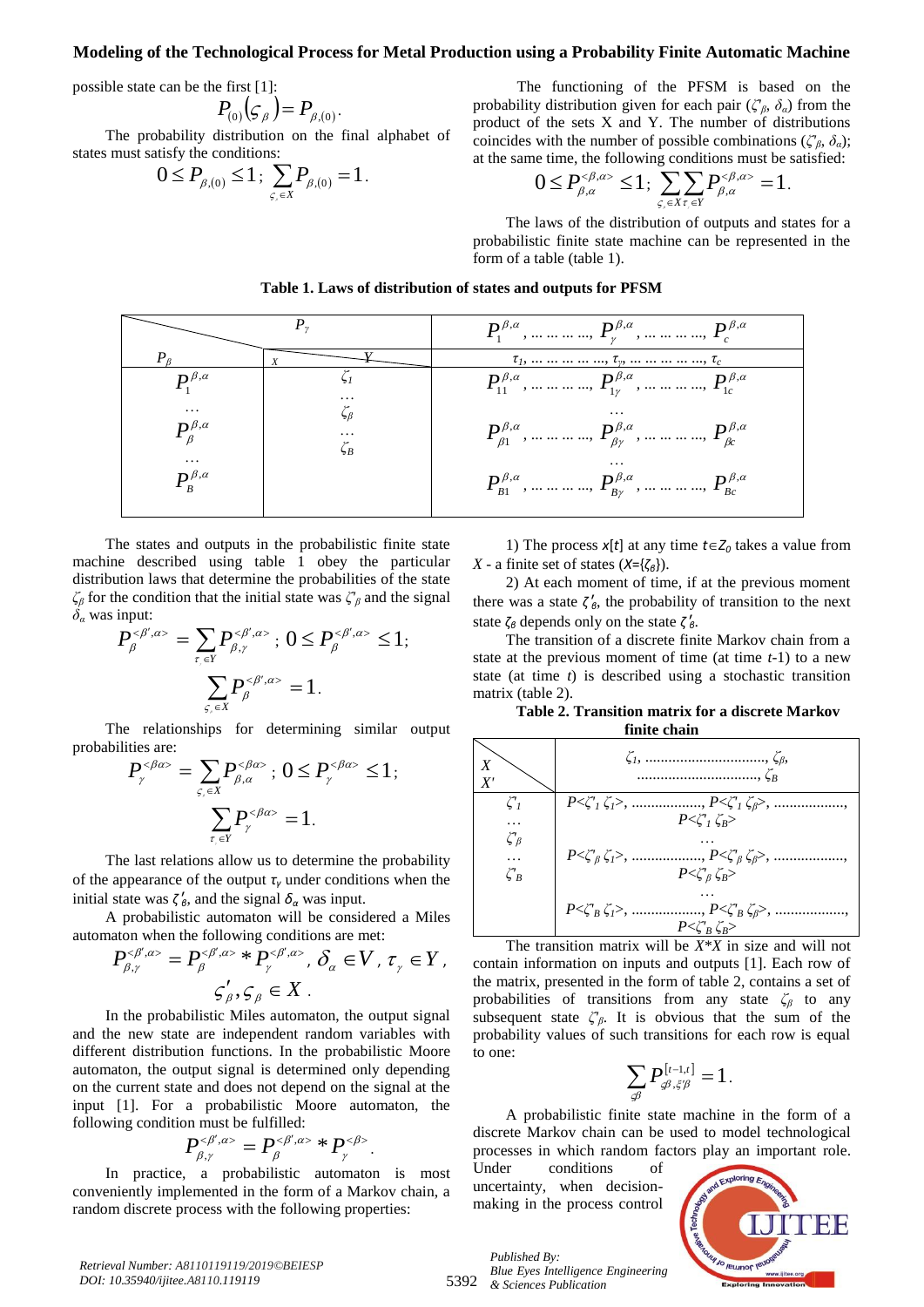possible state can be the first [1]:

$$P_{(0)}\left(\varsigma_{\beta}\right) = P_{\beta,(0)}.$$

The probability distribution on the final alphabet of states must satisfy the conditions:

$$0 \le P_{\beta,(0)} \le 1;\ \sum_{\varsigma_i \in X} P_{\beta,(0)} = 1.$$

The functioning of the PFSM is based on the probability distribution given for each pair ($\zeta'_{\beta}$, $\delta_{\alpha}$) from the product of the sets X and Y. The number of distributions coincides with the number of possible combinations ($\zeta'_{\beta}$, $\delta_{\alpha}$); at the same time, the following conditions must be satisfied:

$$0 \le P_{\beta,\alpha}^{<\beta,\alpha>} \le 1;\ \sum_{\varsigma_i \in X}\sum_{\tau_i \in Y} P_{\beta,\alpha}^{<\beta,\alpha>} = 1.$$

The laws of the distribution of outputs and states for a probabilistic finite state machine can be represented in the form of a table (table 1).

**Table 1. Laws of distribution of states and outputs for PFSM**

| $P_{\beta}$ \ $P_{\gamma}$ | X \ Y | $P_{1}^{\beta,\alpha}$, … … … …, $P_{\gamma}^{\beta,\alpha}$, … … … …, $P_{c}^{\beta,\alpha}$ |
|---|---|---|
| | | $\tau_1$, … … … … …, $\tau_{\gamma}$, … … … … …, $\tau_c$ |
| $P_{1}^{\beta,\alpha}$ | $\zeta_1$ | $P_{11}^{\beta,\alpha}$, … … … …, $P_{1\gamma}^{\beta,\alpha}$, … … … …, $P_{1c}^{\beta,\alpha}$ |
| … | … | … |
| $P_{\beta}^{\beta,\alpha}$ | $\zeta_{\beta}$ | $P_{\beta 1}^{\beta,\alpha}$, … … … …, $P_{\beta\gamma}^{\beta,\alpha}$, … … … …, $P_{\beta c}^{\beta,\alpha}$ |
| … | … | … |
| $P_{B}^{\beta,\alpha}$ | $\zeta_B$ | $P_{B1}^{\beta,\alpha}$, … … … …, $P_{B\gamma}^{\beta,\alpha}$, … … … …, $P_{Bc}^{\beta,\alpha}$ |

The states and outputs in the probabilistic finite state machine described using table 1 obey the particular distribution laws that determine the probabilities of the state $\zeta_{\beta}$ for the condition that the initial state was $\zeta'_{\beta}$ and the signal $\delta_{\alpha}$ was input:

$$P_{\beta}^{<\beta',\alpha>} = \sum_{\tau_i \in Y} P_{\beta,\gamma}^{<\beta',\alpha>};\ 0 \le P_{\beta}^{<\beta',\alpha>} \le 1;$$

$$\sum_{\varsigma_i \in X} P_{\beta}^{<\beta',\alpha>} = 1.$$

The relationships for determining similar output probabilities are:

$$P_{\gamma}^{<\beta\alpha>} = \sum_{\varsigma_i \in X} P_{\beta,\alpha}^{<\beta\alpha>};\ 0 \le P_{\gamma}^{<\beta\alpha>} \le 1;$$

$$\sum_{\tau_i \in Y} P_{\gamma}^{<\beta\alpha>} = 1.$$

The last relations allow us to determine the probability of the appearance of the output $\tau_{\gamma}$ under conditions when the initial state was $\zeta'_{\beta}$, and the signal $\delta_{\alpha}$ was input.

A probabilistic automaton will be considered a Miles automaton when the following conditions are met:

$$P_{\beta,\gamma}^{<\beta',\alpha>} = P_{\beta}^{<\beta',\alpha>} * P_{\gamma}^{<\beta',\alpha>},\ \delta_{\alpha} \in V,\ \tau_{\gamma} \in Y,$$

$$\varsigma'_{\beta}, \varsigma_{\beta} \in X.$$

In the probabilistic Miles automaton, the output signal and the new state are independent random variables with different distribution functions. In the probabilistic Moore automaton, the output signal is determined only depending on the current state and does not depend on the signal at the input [1]. For a probabilistic Moore automaton, the following condition must be fulfilled:

$$P_{\beta,\gamma}^{<\beta',\alpha>} = P_{\beta}^{<\beta',\alpha>} * P_{\gamma}^{<\beta>}.$$

In practice, a probabilistic automaton is most conveniently implemented in the form of a Markov chain, a random discrete process with the following properties:

1) The process $x[t]$ at any time $t \in Z_0$ takes a value from $X$ - a finite set of states ($X=\{\zeta_{\beta}\}$).

2) At each moment of time, if at the previous moment there was a state $\zeta'_{\beta}$, the probability of transition to the next state $\zeta_{\beta}$ depends only on the state $\zeta'_{\beta}$.

The transition of a discrete finite Markov chain from a state at the previous moment of time (at time $t$-1) to a new state (at time $t$) is described using a stochastic transition matrix (table 2).

**Table 2. Transition matrix for a discrete Markov finite chain**

| X' \ X | $\zeta_1$, ..............................., $\zeta_{\beta}$, ..............................., $\zeta_B$ |
|---|---|
| $\zeta'_1$ | $P<\zeta'_1\ \zeta_1>$, .................., $P<\zeta'_1\ \zeta_{\beta}>$, .................., $P<\zeta'_1\ \zeta_B>$ |
| … | … |
| $\zeta'_{\beta}$ | $P<\zeta'_{\beta}\ \zeta_1>$, .................., $P<\zeta'_{\beta}\ \zeta_{\beta}>$, .................., $P<\zeta'_{\beta}\ \zeta_B>$ |
| … | … |
| $\zeta'_B$ | $P<\zeta'_B\ \zeta_1>$, .................., $P<\zeta'_B\ \zeta_{\beta}>$, .................., $P<\zeta'_B\ \zeta_B>$ |

The transition matrix will be $X$*$X$ in size and will not contain information on inputs and outputs [1]. Each row of the matrix, presented in the form of table 2, contains a set of probabilities of transitions from any state $\zeta_{\beta}$ to any subsequent state $\zeta'_{\beta}$. It is obvious that the sum of the probability values of such transitions for each row is equal to one:

$$\sum_{\varsigma\beta} P_{\varsigma\beta,\xi'\beta}^{[t-1,t]} = 1.$$

A probabilistic finite state machine in the form of a discrete Markov chain can be used to model technological processes in which random factors play an important role. Under conditions of uncertainty, when decision-making in the process control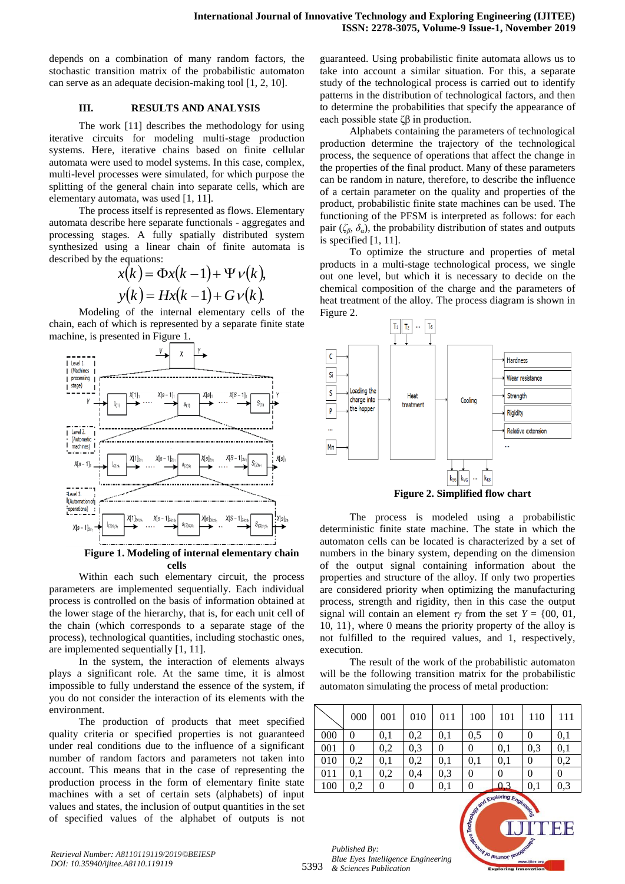depends on a combination of many random factors, the stochastic transition matrix of the probabilistic automaton can serve as an adequate decision-making tool [1, 2, 10].

## III. RESULTS AND ANALYSIS

The work [11] describes the methodology for using iterative circuits for modeling multi-stage production systems. Here, iterative chains based on finite cellular automata were used to model systems. In this case, complex, multi-level processes were simulated, for which purpose the splitting of the general chain into separate cells, which are elementary automata, was used [1, 11].

The process itself is represented as flows. Elementary automata describe here separate functionals - aggregates and processing stages. A fully spatially distributed system synthesized using a linear chain of finite automata is described by the equations:

$$x(k) = \Phi x(k-1) + \Psi \nu(k),$$
$$y(k) = Hx(k-1) + G\nu(k).$$

Modeling of the internal elementary cells of the chain, each of which is represented by a separate finite state machine, is presented in Figure 1.

**Figure 1. Modeling of internal elementary chain cells**

Within each such elementary circuit, the process parameters are implemented sequentially. Each individual process is controlled on the basis of information obtained at the lower stage of the hierarchy, that is, for each unit cell of the chain (which corresponds to a separate stage of the process), technological quantities, including stochastic ones, are implemented sequentially [1, 11].

In the system, the interaction of elements always plays a significant role. At the same time, it is almost impossible to fully understand the essence of the system, if you do not consider the interaction of its elements with the environment.

The production of products that meet specified quality criteria or specified properties is not guaranteed under real conditions due to the influence of a significant number of random factors and parameters not taken into account. This means that in the case of representing the production process in the form of elementary finite state machines with a set of certain sets (alphabets) of input values and states, the inclusion of output quantities in the set of specified values of the alphabet of outputs is not guaranteed. Using probabilistic finite automata allows us to take into account a similar situation. For this, a separate study of the technological process is carried out to identify patterns in the distribution of technological factors, and then to determine the probabilities that specify the appearance of each possible state ζβ in production.

Alphabets containing the parameters of technological production determine the trajectory of the technological process, the sequence of operations that affect the change in the properties of the final product. Many of these parameters can be random in nature, therefore, to describe the influence of a certain parameter on the quality and properties of the product, probabilistic finite state machines can be used. The functioning of the PFSM is interpreted as follows: for each pair ($\zeta_\beta$, $\delta_\alpha$), the probability distribution of states and outputs is specified [1, 11].

To optimize the structure and properties of metal products in a multi-stage technological process, we single out one level, but which it is necessary to decide on the chemical composition of the charge and the parameters of heat treatment of the alloy. The process diagram is shown in Figure 2.

**Figure 2. Simplified flow chart**

The process is modeled using a probabilistic deterministic finite state machine. The state in which the automaton cells can be located is characterized by a set of numbers in the binary system, depending on the dimension of the output signal containing information about the properties and structure of the alloy. If only two properties are considered priority when optimizing the manufacturing process, strength and rigidity, then in this case the output signal will contain an element $\tau_\gamma$ from the set $Y$ = {00, 01, 10, 11}, where 0 means the priority property of the alloy is not fulfilled to the required values, and 1, respectively, execution.

The result of the work of the probabilistic automaton will be the following transition matrix for the probabilistic automaton simulating the process of metal production:

| | 000 | 001 | 010 | 011 | 100 | 101 | 110 | 111 |
|---|---|---|---|---|---|---|---|---|
| 000 | 0 | 0,1 | 0,2 | 0,1 | 0,5 | 0 | 0 | 0,1 |
| 001 | 0 | 0,2 | 0,3 | 0 | 0 | 0,1 | 0,3 | 0,1 |
| 010 | 0,2 | 0,1 | 0,2 | 0,1 | 0,1 | 0,1 | 0 | 0,2 |
| 011 | 0,1 | 0,2 | 0,4 | 0,3 | 0 | 0 | 0 | 0 |
| 100 | 0,2 | 0 | 0 | 0,1 | 0 | 0,3 | 0,1 | 0,3 |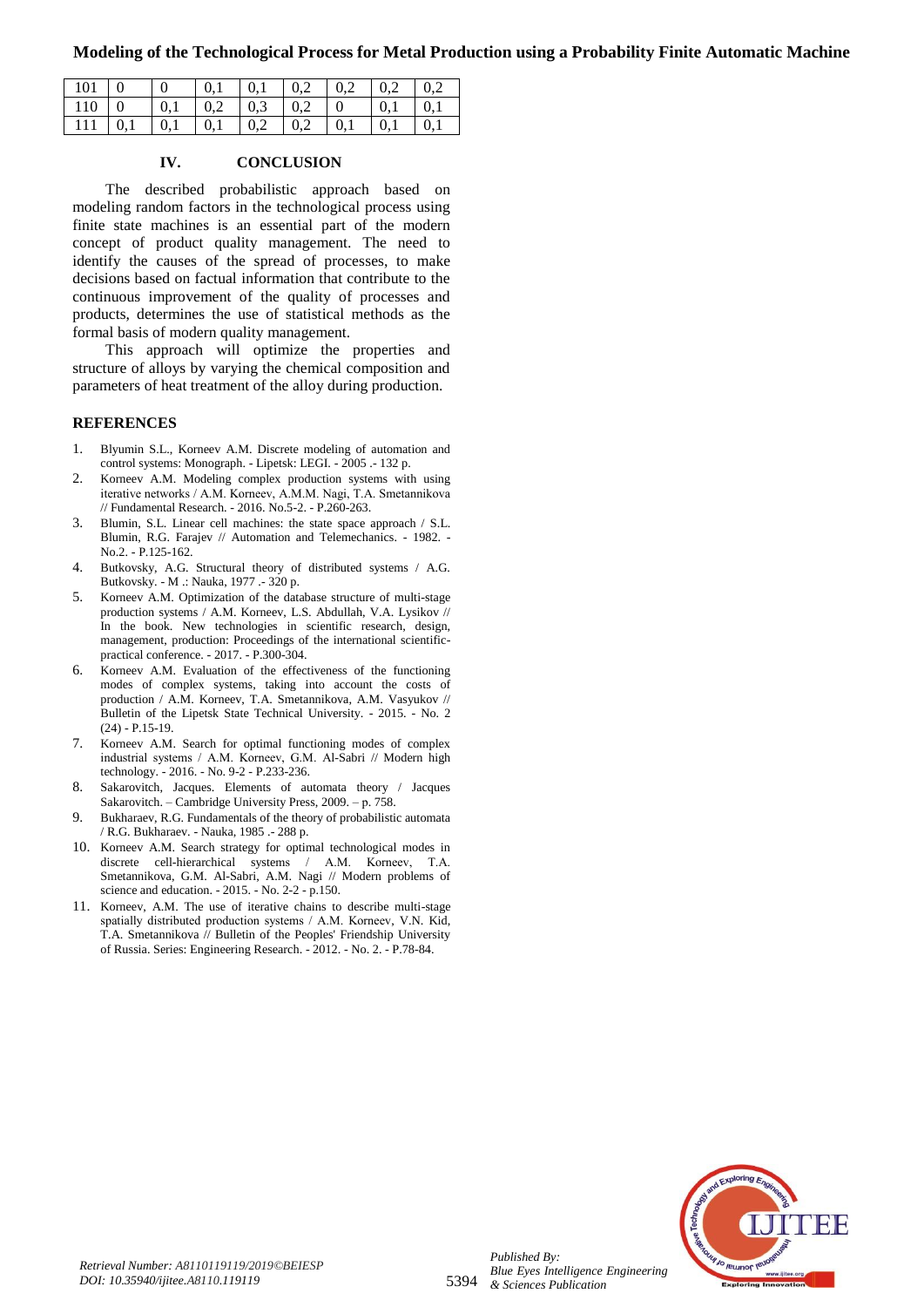| | | | | | | | | |
|---|---|---|---|---|---|---|---|---|
| 101 | 0 | 0 | 0,1 | 0,1 | 0,2 | 0,2 | 0,2 | 0,2 |
| 110 | 0 | 0,1 | 0,2 | 0,3 | 0,2 | 0 | 0,1 | 0,1 |
| 111 | 0,1 | 0,1 | 0,1 | 0,2 | 0,2 | 0,1 | 0,1 | 0,1 |

## IV. CONCLUSION

The described probabilistic approach based on modeling random factors in the technological process using finite state machines is an essential part of the modern concept of product quality management. The need to identify the causes of the spread of processes, to make decisions based on factual information that contribute to the continuous improvement of the quality of processes and products, determines the use of statistical methods as the formal basis of modern quality management.

This approach will optimize the properties and structure of alloys by varying the chemical composition and parameters of heat treatment of the alloy during production.

## REFERENCES

1. Blyumin S.L., Korneev A.M. Discrete modeling of automation and control systems: Monograph. - Lipetsk: LEGI. - 2005 .- 132 p.
2. Korneev A.M. Modeling complex production systems with using iterative networks / A.M. Korneev, A.M.M. Nagi, T.A. Smetannikova // Fundamental Research. - 2016. No.5-2. - P.260-263.
3. Blumin, S.L. Linear cell machines: the state space approach / S.L. Blumin, R.G. Farajev // Automation and Telemechanics. - 1982. - No.2. - P.125-162.
4. Butkovsky, A.G. Structural theory of distributed systems / A.G. Butkovsky. - M .: Nauka, 1977 .- 320 p.
5. Korneev A.M. Optimization of the database structure of multi-stage production systems / A.M. Korneev, L.S. Abdullah, V.A. Lysikov // In the book. New technologies in scientific research, design, management, production: Proceedings of the international scientific-practical conference. - 2017. - P.300-304.
6. Korneev A.M. Evaluation of the effectiveness of the functioning modes of complex systems, taking into account the costs of production / A.M. Korneev, T.A. Smetannikova, A.M. Vasyukov // Bulletin of the Lipetsk State Technical University. - 2015. - No. 2 (24) - P.15-19.
7. Korneev A.M. Search for optimal functioning modes of complex industrial systems / A.M. Korneev, G.M. Al-Sabri // Modern high technology. - 2016. - No. 9-2 - P.233-236.
8. Sakarovitch, Jacques. Elements of automata theory / Jacques Sakarovitch. – Cambridge University Press, 2009. – p. 758.
9. Bukharaev, R.G. Fundamentals of the theory of probabilistic automata / R.G. Bukharaev. - Nauka, 1985 .- 288 p.
10. Korneev A.M. Search strategy for optimal technological modes in discrete cell-hierarchical systems / A.M. Korneev, T.A. Smetannikova, G.M. Al-Sabri, A.M. Nagi // Modern problems of science and education. - 2015. - No. 2-2 - p.150.
11. Korneev, A.M. The use of iterative chains to describe multi-stage spatially distributed production systems / A.M. Korneev, V.N. Kid, T.A. Smetannikova // Bulletin of the Peoples' Friendship University of Russia. Series: Engineering Research. - 2012. - No. 2. - P.78-84.